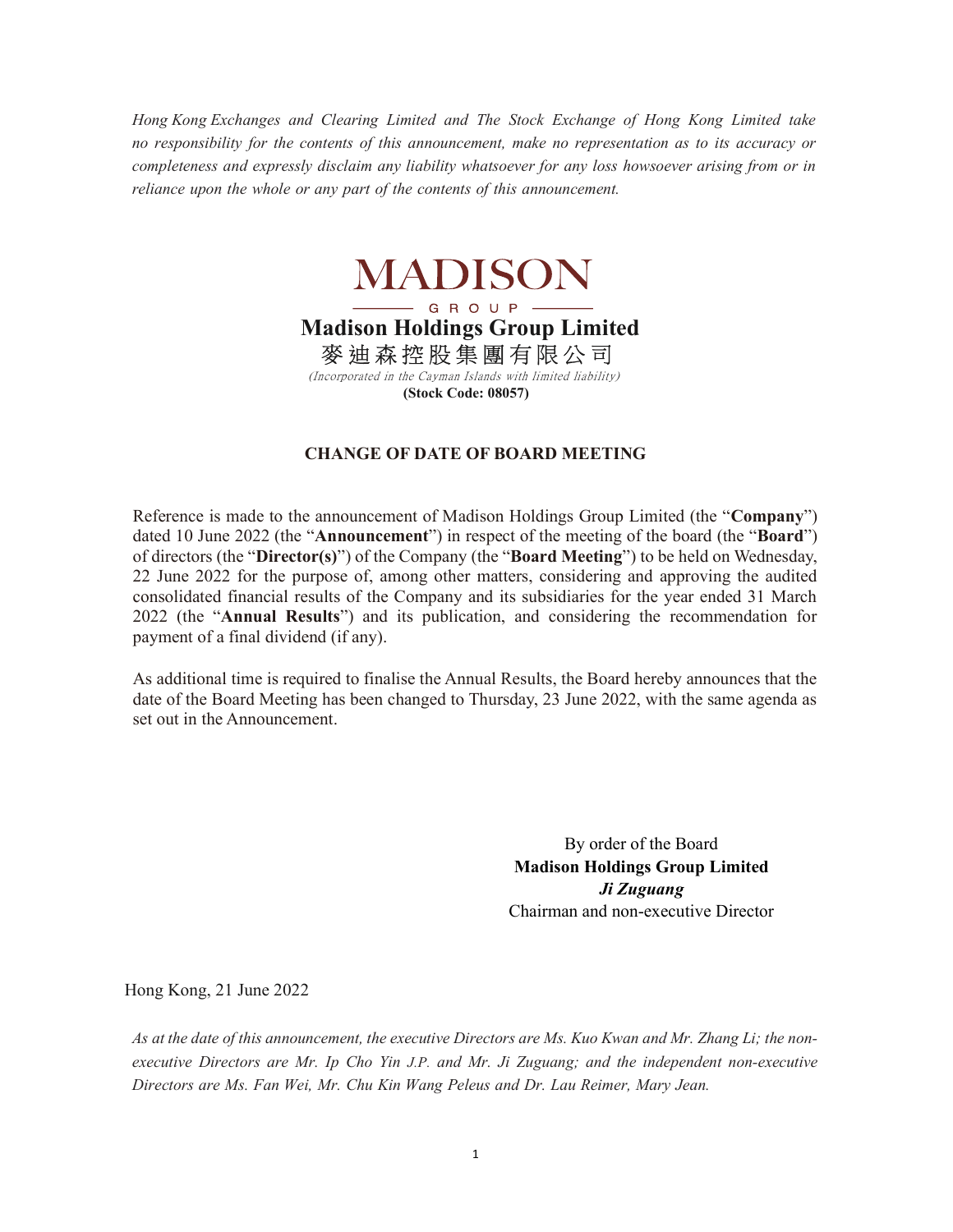*Hong Kong Exchanges and Clearing Limited and The Stock Exchange of Hong Kong Limited take no responsibility for the contents of this announcement, make no representation as to its accuracy or completeness and expressly disclaim any liability whatsoever for any loss howsoever arising from or in reliance upon the whole or any part of the contents of this announcement.*

MADISON

GROUP

**Madison Holdings Group Limited**

麥迪森控股集團有限公司

*(Incorporated in the Cayman Islands with limited liability)*

**(Stock Code: 08057)**

## CHANGE OF DATE OF BOARD MEETING

Reference is made to the announcement of Madison Holdings Group Limited (the "**Company**") dated 10 June 2022 (the "**Announcement**") in respect of the meeting of the board (the "**Board**") of directors (the "**Director(s)**") of the Company (the "**Board Meeting**") to be held on Wednesday, 22 June 2022 for the purpose of, among other matters, considering and approving the audited consolidated financial results of the Company and its subsidiaries for the year ended 31 March 2022 (the "**Annual Results**") and its publication, and considering the recommendation for payment of a final dividend (if any).

As additional time is required to finalise the Annual Results, the Board hereby announces that the date of the Board Meeting has been changed to Thursday, 23 June 2022, with the same agenda as set out in the Announcement.

By order of the Board
**Madison Holdings Group Limited**
***Ji Zuguang***
Chairman and non-executive Director

Hong Kong, 21 June 2022

*As at the date of this announcement, the executive Directors are Ms. Kuo Kwan and Mr. Zhang Li; the non-executive Directors are Mr. Ip Cho Yin J.P. and Mr. Ji Zuguang; and the independent non-executive Directors are Ms. Fan Wei, Mr. Chu Kin Wang Peleus and Dr. Lau Reimer, Mary Jean.*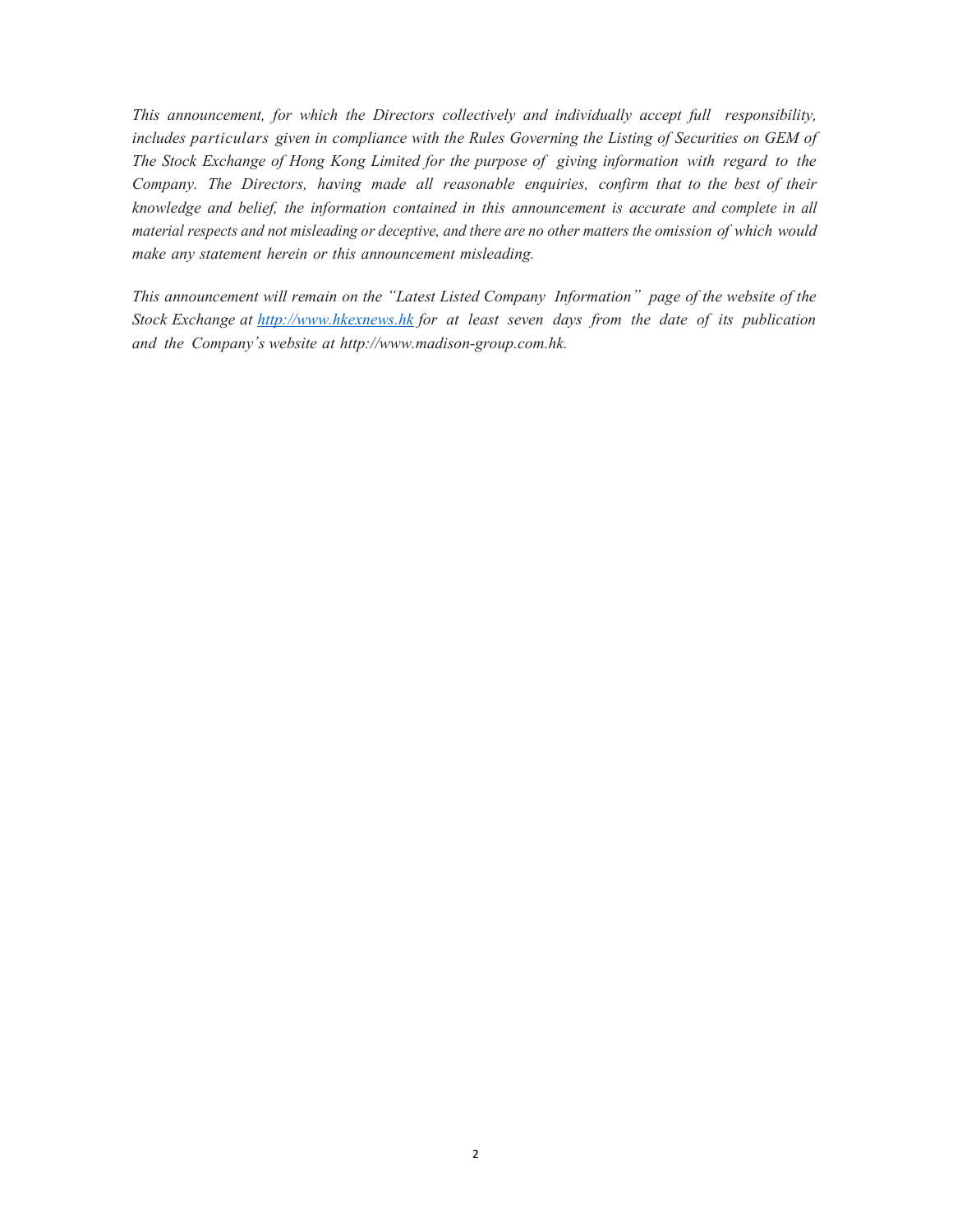*This announcement, for which the Directors collectively and individually accept full responsibility, includes particulars given in compliance with the Rules Governing the Listing of Securities on GEM of The Stock Exchange of Hong Kong Limited for the purpose of giving information with regard to the Company. The Directors, having made all reasonable enquiries, confirm that to the best of their knowledge and belief, the information contained in this announcement is accurate and complete in all material respects and not misleading or deceptive, and there are no other matters the omission of which would make any statement herein or this announcement misleading.*

*This announcement will remain on the "Latest Listed Company Information" page of the website of the Stock Exchange at http://www.hkexnews.hk for at least seven days from the date of its publication and the Company's website at http://www.madison-group.com.hk.*